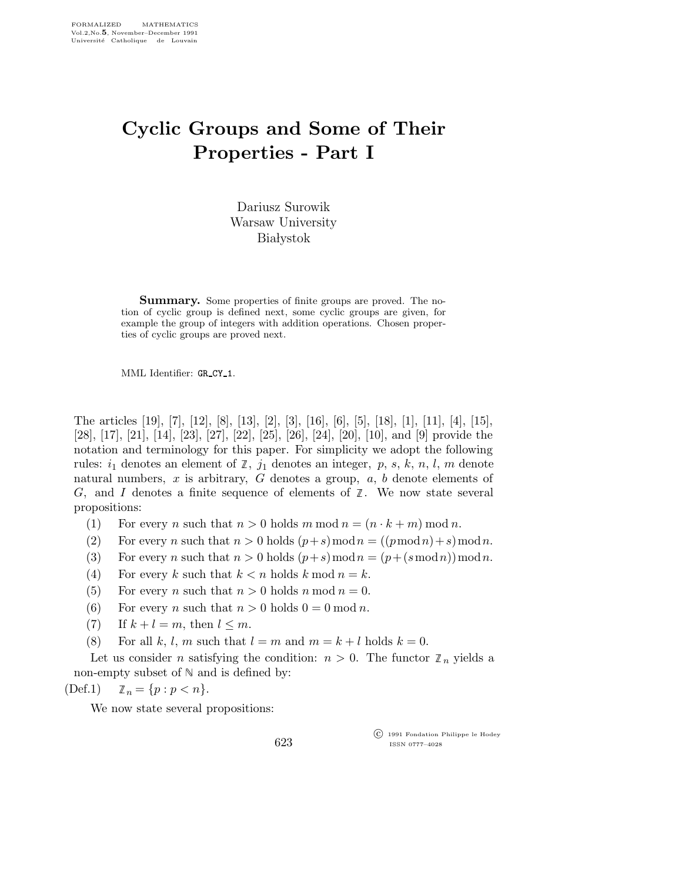# Cyclic Groups and Some of Their Properties - Part I

Dariusz Surowik
Warsaw University
Białystok

**Summary.** Some properties of finite groups are proved. The notion of cyclic group is defined next, some cyclic groups are given, for example the group of integers with addition operations. Chosen properties of cyclic groups are proved next.

MML Identifier: GR_CY_1.

The articles [19], [7], [12], [8], [13], [2], [3], [16], [6], [5], [18], [1], [11], [4], [15], [28], [17], [21], [14], [23], [27], [22], [25], [26], [24], [20], [10], and [9] provide the notation and terminology for this paper. For simplicity we adopt the following rules: $i_1$ denotes an element of $\mathbb{Z}$, $j_1$ denotes an integer, $p$, $s$, $k$, $n$, $l$, $m$ denote natural numbers, $x$ is arbitrary, $G$ denotes a group, $a$, $b$ denote elements of $G$, and $I$ denotes a finite sequence of elements of $\mathbb{Z}$. We now state several propositions:

(1) For every $n$ such that $n > 0$ holds $m \bmod n = (n \cdot k + m) \bmod n$.

(2) For every $n$ such that $n > 0$ holds $(p+s) \bmod n = ((p \bmod n) + s) \bmod n$.

(3) For every $n$ such that $n > 0$ holds $(p+s) \bmod n = (p + (s \bmod n)) \bmod n$.

(4) For every $k$ such that $k < n$ holds $k \bmod n = k$.

(5) For every $n$ such that $n > 0$ holds $n \bmod n = 0$.

(6) For every $n$ such that $n > 0$ holds $0 = 0 \bmod n$.

(7) If $k + l = m$, then $l \leq m$.

(8) For all $k$, $l$, $m$ such that $l = m$ and $m = k + l$ holds $k = 0$.

Let us consider $n$ satisfying the condition: $n > 0$. The functor $\mathbb{Z}_n$ yields a non-empty subset of $\mathbb{N}$ and is defined by:

(Def.1) $\mathbb{Z}_n = \{p : p < n\}$.

We now state several propositions: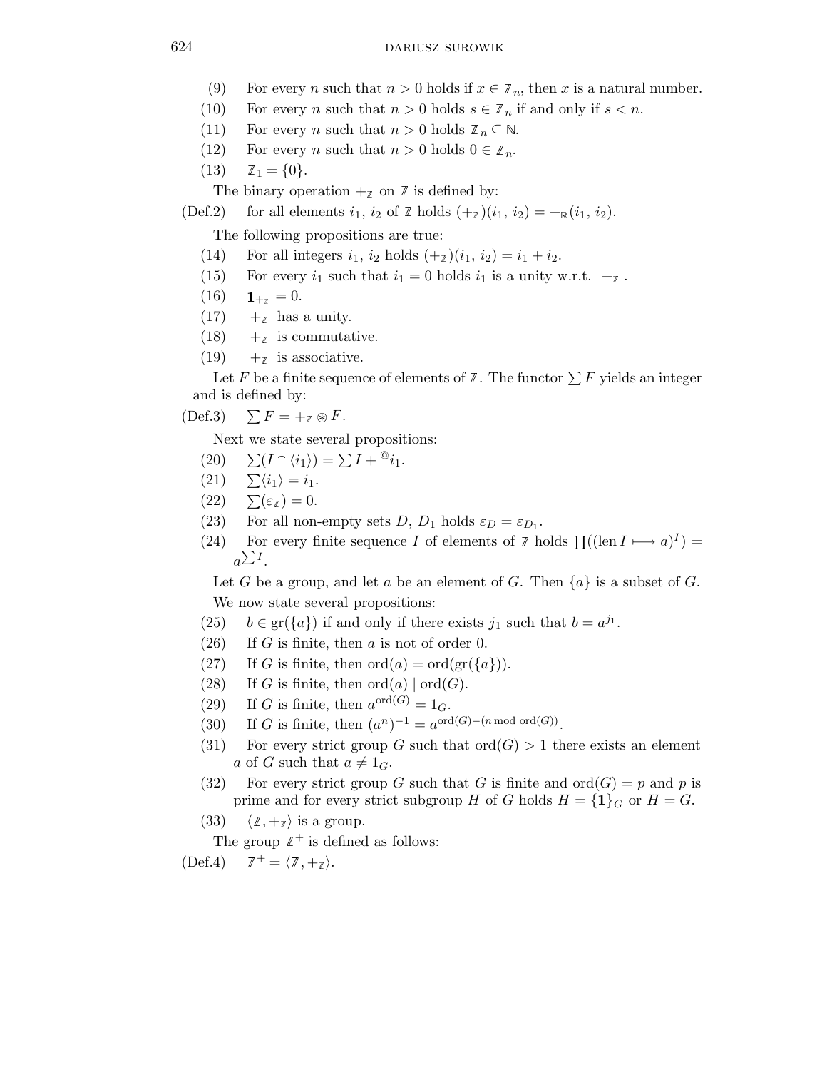(9) For every $n$ such that $n > 0$ holds if $x \in \mathbb{Z}_n$, then $x$ is a natural number.

(10) For every $n$ such that $n > 0$ holds $s \in \mathbb{Z}_n$ if and only if $s < n$.

(11) For every $n$ such that $n > 0$ holds $\mathbb{Z}_n \subseteq \mathbb{N}$.

(12) For every $n$ such that $n > 0$ holds $0 \in \mathbb{Z}_n$.

(13) $\mathbb{Z}_1 = \{0\}$.

The binary operation $+_{\mathbb{Z}}$ on $\mathbb{Z}$ is defined by:

(Def.2) for all elements $i_1$, $i_2$ of $\mathbb{Z}$ holds $(+_{\mathbb{Z}})(i_1, i_2) = +_{\mathbb{R}}(i_1, i_2)$.

The following propositions are true:

(14) For all integers $i_1$, $i_2$ holds $(+_{\mathbb{Z}})(i_1, i_2) = i_1 + i_2$.

(15) For every $i_1$ such that $i_1 = 0$ holds $i_1$ is a unity w.r.t. $+_{\mathbb{Z}}$ .

(16) $\mathbf{1}_{+_{\mathbb{Z}}} = 0$.

(17) $+_{\mathbb{Z}}$ has a unity.

(18) $+_{\mathbb{Z}}$ is commutative.

(19) $+_{\mathbb{Z}}$ is associative.

Let $F$ be a finite sequence of elements of $\mathbb{Z}$. The functor $\sum F$ yields an integer and is defined by:

(Def.3) $\sum F = +_{\mathbb{Z}} \circledast F$.

Next we state several propositions:

(20) $\sum(I \frown \langle i_1 \rangle) = \sum I + {}^{@}i_1$.

(21) $\sum\langle i_1 \rangle = i_1$.

(22) $\sum(\varepsilon_{\mathbb{Z}}) = 0$.

(23) For all non-empty sets $D$, $D_1$ holds $\varepsilon_D = \varepsilon_{D_1}$.

(24) For every finite sequence $I$ of elements of $\mathbb{Z}$ holds $\prod((\operatorname{len} I \longmapsto a)^I) = a^{\sum I}$.

Let $G$ be a group, and let $a$ be an element of $G$. Then $\{a\}$ is a subset of $G$.

We now state several propositions:

(25) $b \in \operatorname{gr}(\{a\})$ if and only if there exists $j_1$ such that $b = a^{j_1}$.

(26) If $G$ is finite, then $a$ is not of order 0.

(27) If $G$ is finite, then $\operatorname{ord}(a) = \operatorname{ord}(\operatorname{gr}(\{a\}))$.

(28) If $G$ is finite, then $\operatorname{ord}(a) \mid \operatorname{ord}(G)$.

(29) If $G$ is finite, then $a^{\operatorname{ord}(G)} = 1_G$.

(30) If $G$ is finite, then $(a^n)^{-1} = a^{\operatorname{ord}(G) - (n \bmod \operatorname{ord}(G))}$.

(31) For every strict group $G$ such that $\operatorname{ord}(G) > 1$ there exists an element $a$ of $G$ such that $a \neq 1_G$.

(32) For every strict group $G$ such that $G$ is finite and $\operatorname{ord}(G) = p$ and $p$ is prime and for every strict subgroup $H$ of $G$ holds $H = \{\mathbf{1}\}_G$ or $H = G$.

(33) $\langle \mathbb{Z}, +_{\mathbb{Z}} \rangle$ is a group.

The group $\mathbb{Z}^+$ is defined as follows:

(Def.4) $\mathbb{Z}^+ = \langle \mathbb{Z}, +_{\mathbb{Z}} \rangle$.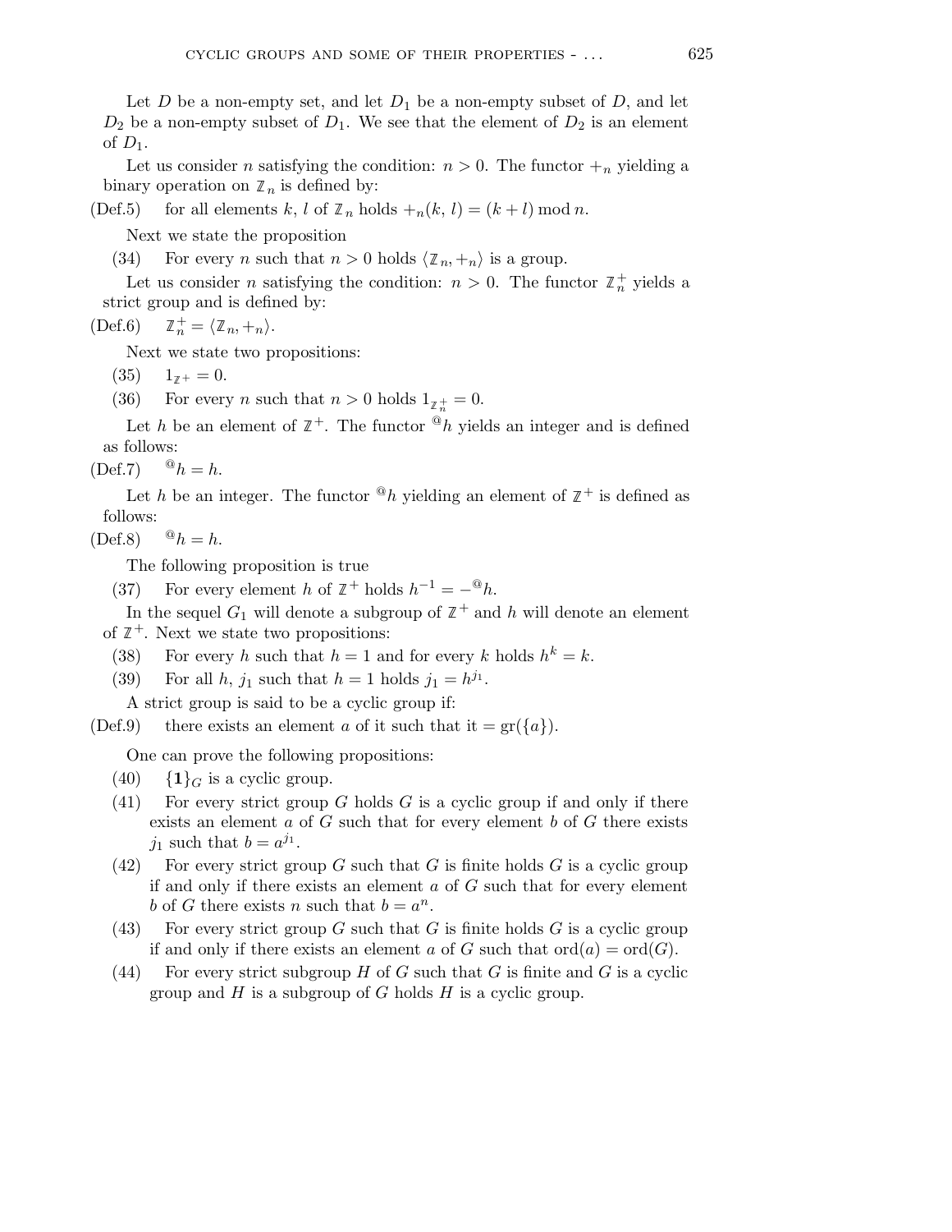Let $D$ be a non-empty set, and let $D_1$ be a non-empty subset of $D$, and let $D_2$ be a non-empty subset of $D_1$. We see that the element of $D_2$ is an element of $D_1$.

Let us consider $n$ satisfying the condition: $n > 0$. The functor $+_n$ yielding a binary operation on $\mathbb{Z}_n$ is defined by:

(Def.5) for all elements $k$, $l$ of $\mathbb{Z}_n$ holds $+_n(k, l) = (k + l) \bmod n$.

Next we state the proposition

(34) For every $n$ such that $n > 0$ holds $\langle \mathbb{Z}_n, +_n \rangle$ is a group.

Let us consider $n$ satisfying the condition: $n > 0$. The functor $\mathbb{Z}_n^+$ yields a strict group and is defined by:

(Def.6) $\mathbb{Z}_n^+ = \langle \mathbb{Z}_n, +_n \rangle$.

Next we state two propositions:

(35) $1_{\mathbb{Z}^+} = 0$.

(36) For every $n$ such that $n > 0$ holds $1_{\mathbb{Z}_n^+} = 0$.

Let $h$ be an element of $\mathbb{Z}^+$. The functor ${}^{@}h$ yields an integer and is defined as follows:

(Def.7) ${}^{@}h = h$.

Let $h$ be an integer. The functor ${}^{@}h$ yielding an element of $\mathbb{Z}^+$ is defined as follows:

(Def.8) ${}^{@}h = h$.

The following proposition is true

(37) For every element $h$ of $\mathbb{Z}^+$ holds $h^{-1} = -{}^{@}h$.

In the sequel $G_1$ will denote a subgroup of $\mathbb{Z}^+$ and $h$ will denote an element of $\mathbb{Z}^+$. Next we state two propositions:

(38) For every $h$ such that $h = 1$ and for every $k$ holds $h^k = k$.

(39) For all $h$, $j_1$ such that $h = 1$ holds $j_1 = h^{j_1}$.

A strict group is said to be a cyclic group if:

(Def.9) there exists an element $a$ of it such that it $= \mathrm{gr}(\{a\})$.

One can prove the following propositions:

(40) $\{\mathbf{1}\}_G$ is a cyclic group.

(41) For every strict group $G$ holds $G$ is a cyclic group if and only if there exists an element $a$ of $G$ such that for every element $b$ of $G$ there exists $j_1$ such that $b = a^{j_1}$.

(42) For every strict group $G$ such that $G$ is finite holds $G$ is a cyclic group if and only if there exists an element $a$ of $G$ such that for every element $b$ of $G$ there exists $n$ such that $b = a^n$.

(43) For every strict group $G$ such that $G$ is finite holds $G$ is a cyclic group if and only if there exists an element $a$ of $G$ such that $\mathrm{ord}(a) = \mathrm{ord}(G)$.

(44) For every strict subgroup $H$ of $G$ such that $G$ is finite and $G$ is a cyclic group and $H$ is a subgroup of $G$ holds $H$ is a cyclic group.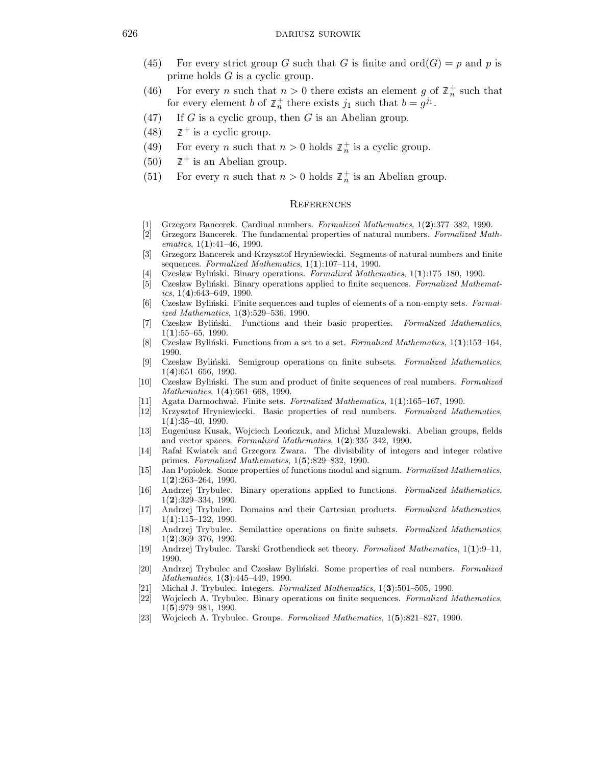(45) For every strict group $G$ such that $G$ is finite and $\mathrm{ord}(G) = p$ and $p$ is prime holds $G$ is a cyclic group.

(46) For every $n$ such that $n > 0$ there exists an element $g$ of $\mathbb{Z}_n^+$ such that for every element $b$ of $\mathbb{Z}_n^+$ there exists $j_1$ such that $b = g^{j_1}$.

(47) If $G$ is a cyclic group, then $G$ is an Abelian group.

(48) $\mathbb{Z}^+$ is a cyclic group.

(49) For every $n$ such that $n > 0$ holds $\mathbb{Z}_n^+$ is a cyclic group.

(50) $\mathbb{Z}^+$ is an Abelian group.

(51) For every $n$ such that $n > 0$ holds $\mathbb{Z}_n^+$ is an Abelian group.

## References

[1] Grzegorz Bancerek. Cardinal numbers. *Formalized Mathematics*, 1(**2**):377–382, 1990.

[2] Grzegorz Bancerek. The fundamental properties of natural numbers. *Formalized Mathematics*, 1(**1**):41–46, 1990.

[3] Grzegorz Bancerek and Krzysztof Hryniewiecki. Segments of natural numbers and finite sequences. *Formalized Mathematics*, 1(**1**):107–114, 1990.

[4] Czesław Byliński. Binary operations. *Formalized Mathematics*, 1(**1**):175–180, 1990.

[5] Czesław Byliński. Binary operations applied to finite sequences. *Formalized Mathematics*, 1(**4**):643–649, 1990.

[6] Czesław Byliński. Finite sequences and tuples of elements of a non-empty sets. *Formalized Mathematics*, 1(**3**):529–536, 1990.

[7] Czesław Byliński. Functions and their basic properties. *Formalized Mathematics*, 1(**1**):55–65, 1990.

[8] Czesław Byliński. Functions from a set to a set. *Formalized Mathematics*, 1(**1**):153–164, 1990.

[9] Czesław Byliński. Semigroup operations on finite subsets. *Formalized Mathematics*, 1(**4**):651–656, 1990.

[10] Czesław Byliński. The sum and product of finite sequences of real numbers. *Formalized Mathematics*, 1(**4**):661–668, 1990.

[11] Agata Darmochwał. Finite sets. *Formalized Mathematics*, 1(**1**):165–167, 1990.

[12] Krzysztof Hryniewiecki. Basic properties of real numbers. *Formalized Mathematics*, 1(**1**):35–40, 1990.

[13] Eugeniusz Kusak, Wojciech Leończuk, and Michał Muzalewski. Abelian groups, fields and vector spaces. *Formalized Mathematics*, 1(**2**):335–342, 1990.

[14] Rafał Kwiatek and Grzegorz Zwara. The divisibility of integers and integer relative primes. *Formalized Mathematics*, 1(**5**):829–832, 1990.

[15] Jan Popiołek. Some properties of functions modul and signum. *Formalized Mathematics*, 1(**2**):263–264, 1990.

[16] Andrzej Trybulec. Binary operations applied to functions. *Formalized Mathematics*, 1(**2**):329–334, 1990.

[17] Andrzej Trybulec. Domains and their Cartesian products. *Formalized Mathematics*, 1(**1**):115–122, 1990.

[18] Andrzej Trybulec. Semilattice operations on finite subsets. *Formalized Mathematics*, 1(**2**):369–376, 1990.

[19] Andrzej Trybulec. Tarski Grothendieck set theory. *Formalized Mathematics*, 1(**1**):9–11, 1990.

[20] Andrzej Trybulec and Czesław Byliński. Some properties of real numbers. *Formalized Mathematics*, 1(**3**):445–449, 1990.

[21] Michał J. Trybulec. Integers. *Formalized Mathematics*, 1(**3**):501–505, 1990.

[22] Wojciech A. Trybulec. Binary operations on finite sequences. *Formalized Mathematics*, 1(**5**):979–981, 1990.

[23] Wojciech A. Trybulec. Groups. *Formalized Mathematics*, 1(**5**):821–827, 1990.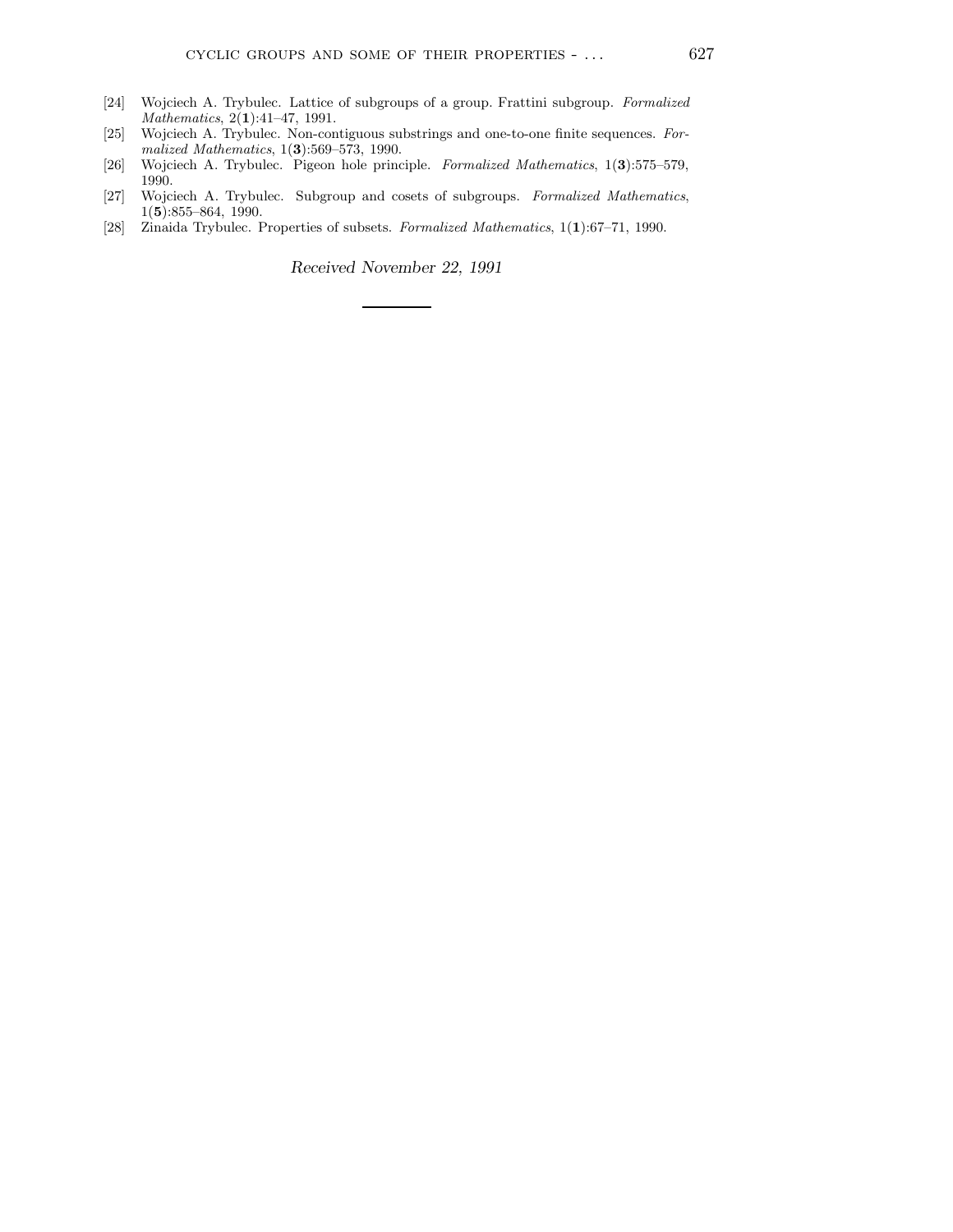[24] Wojciech A. Trybulec. Lattice of subgroups of a group. Frattini subgroup. *Formalized Mathematics*, 2(**1**):41–47, 1991.

[25] Wojciech A. Trybulec. Non-contiguous substrings and one-to-one finite sequences. *Formalized Mathematics*, 1(**3**):569–573, 1990.

[26] Wojciech A. Trybulec. Pigeon hole principle. *Formalized Mathematics*, 1(**3**):575–579, 1990.

[27] Wojciech A. Trybulec. Subgroup and cosets of subgroups. *Formalized Mathematics*, 1(**5**):855–864, 1990.

[28] Zinaida Trybulec. Properties of subsets. *Formalized Mathematics*, 1(**1**):67–71, 1990.

*Received November 22, 1991*